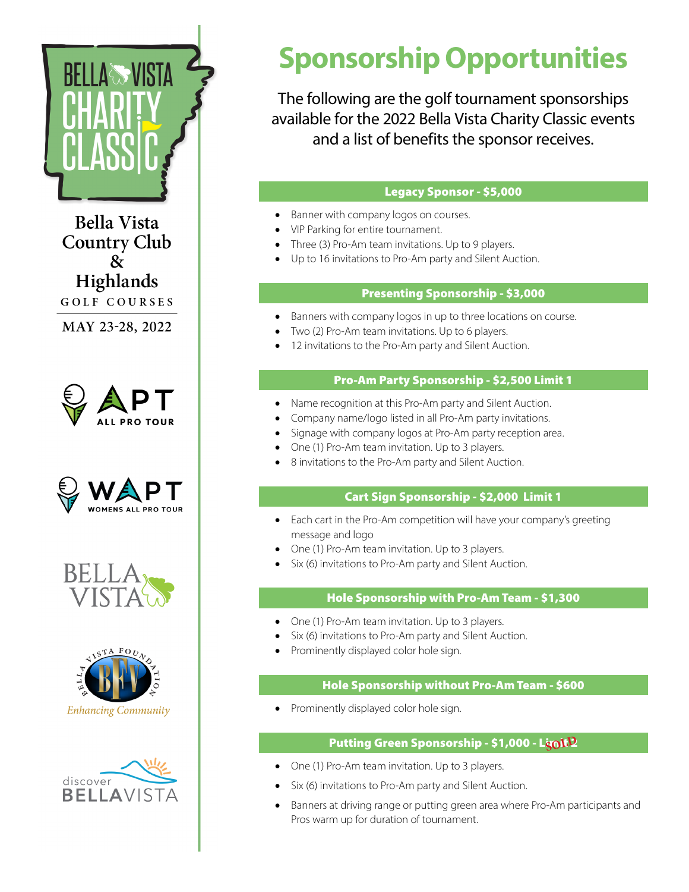BELLA VISTA CHARITY CLASSIC

**Bella Vista Country Club & Highlands**

GOLF COURSES

MAY 23-28, 2022

APT ALL PRO TOUR

WAPT WOMENS ALL PRO TOUR

BELLA VISTA

BELLA VISTA FOUNDATION BFV *Enhancing Community*

discover BELLAVISTA

# Sponsorship Opportunities

The following are the golf tournament sponsorships available for the 2022 Bella Vista Charity Classic events and a list of benefits the sponsor receives.

## Legacy Sponsor - $5,000

- Banner with company logos on courses.
- VIP Parking for entire tournament.
- Three (3) Pro-Am team invitations. Up to 9 players.
- Up to 16 invitations to Pro-Am party and Silent Auction.

## Presenting Sponsorship - $3,000

- Banners with company logos in up to three locations on course.
- Two (2) Pro-Am team invitations. Up to 6 players.
- 12 invitations to the Pro-Am party and Silent Auction.

## Pro-Am Party Sponsorship - $2,500 Limit 1

- Name recognition at this Pro-Am party and Silent Auction.
- Company name/logo listed in all Pro-Am party invitations.
- Signage with company logos at Pro-Am party reception area.
- One (1) Pro-Am team invitation. Up to 3 players.
- 8 invitations to the Pro-Am party and Silent Auction.

## Cart Sign Sponsorship - $2,000 Limit 1

- Each cart in the Pro-Am competition will have your company's greeting message and logo
- One (1) Pro-Am team invitation. Up to 3 players.
- Six (6) invitations to Pro-Am party and Silent Auction.

## Hole Sponsorship with Pro-Am Team - $1,300

- One (1) Pro-Am team invitation. Up to 3 players.
- Six (6) invitations to Pro-Am party and Silent Auction.
- Prominently displayed color hole sign.

## Hole Sponsorship without Pro-Am Team - $600

- Prominently displayed color hole sign.

## Putting Green Sponsorship - $1,000 - Limit 1 SOLD

- One (1) Pro-Am team invitation. Up to 3 players.
- Six (6) invitations to Pro-Am party and Silent Auction.
- Banners at driving range or putting green area where Pro-Am participants and Pros warm up for duration of tournament.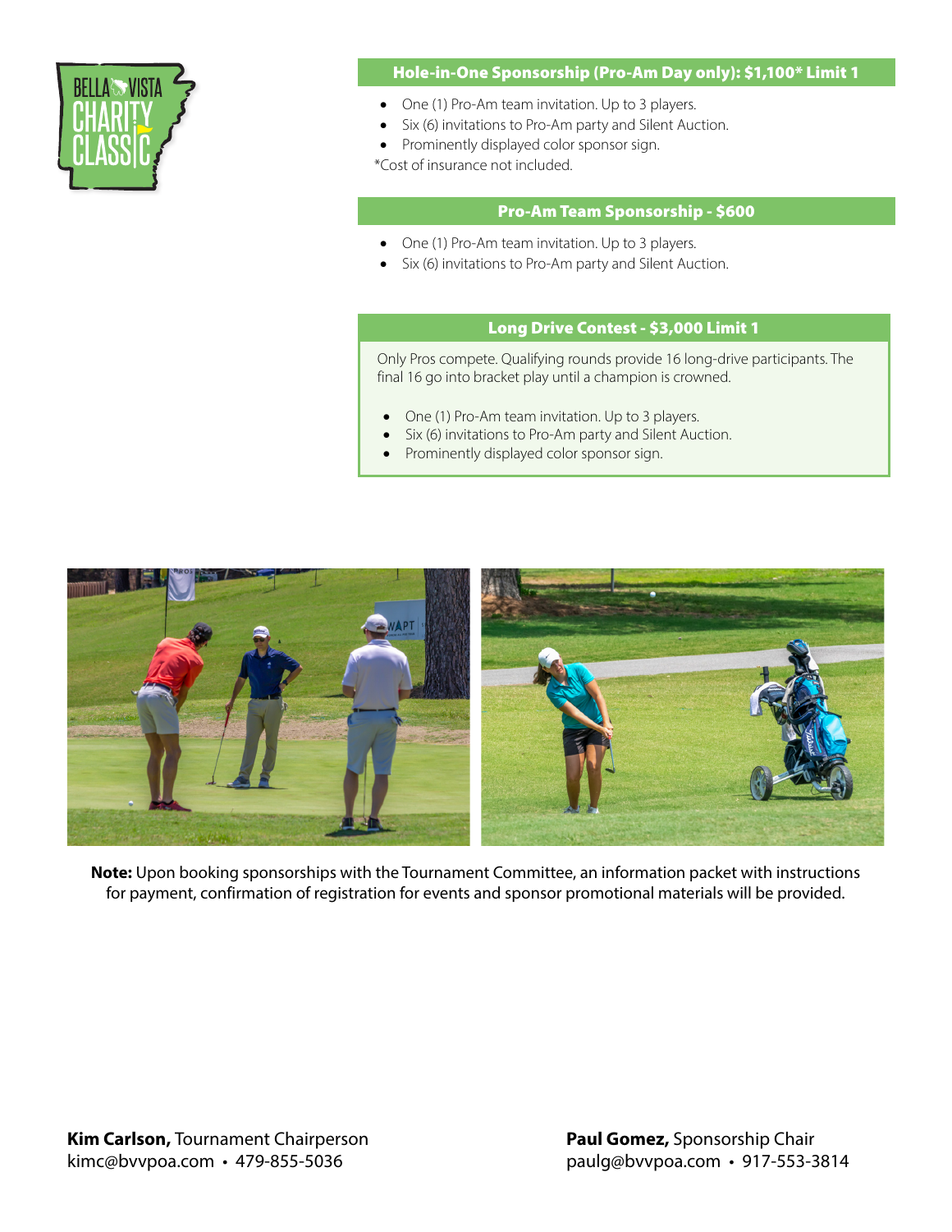## Hole-in-One Sponsorship (Pro-Am Day only): $1,100* Limit 1

- One (1) Pro-Am team invitation. Up to 3 players.
- Six (6) invitations to Pro-Am party and Silent Auction.
- Prominently displayed color sponsor sign.

*Cost of insurance not included.

## Pro-Am Team Sponsorship - $600

- One (1) Pro-Am team invitation. Up to 3 players.
- Six (6) invitations to Pro-Am party and Silent Auction.

## Long Drive Contest - $3,000 Limit 1

Only Pros compete. Qualifying rounds provide 16 long-drive participants. The final 16 go into bracket play until a champion is crowned.

- One (1) Pro-Am team invitation. Up to 3 players.
- Six (6) invitations to Pro-Am party and Silent Auction.
- Prominently displayed color sponsor sign.

**Note:** Upon booking sponsorships with the Tournament Committee, an information packet with instructions for payment, confirmation of registration for events and sponsor promotional materials will be provided.

**Kim Carlson,** Tournament Chairperson
kimc@bvvpoa.com • 479-855-5036

**Paul Gomez,** Sponsorship Chair
paulg@bvvpoa.com • 917-553-3814